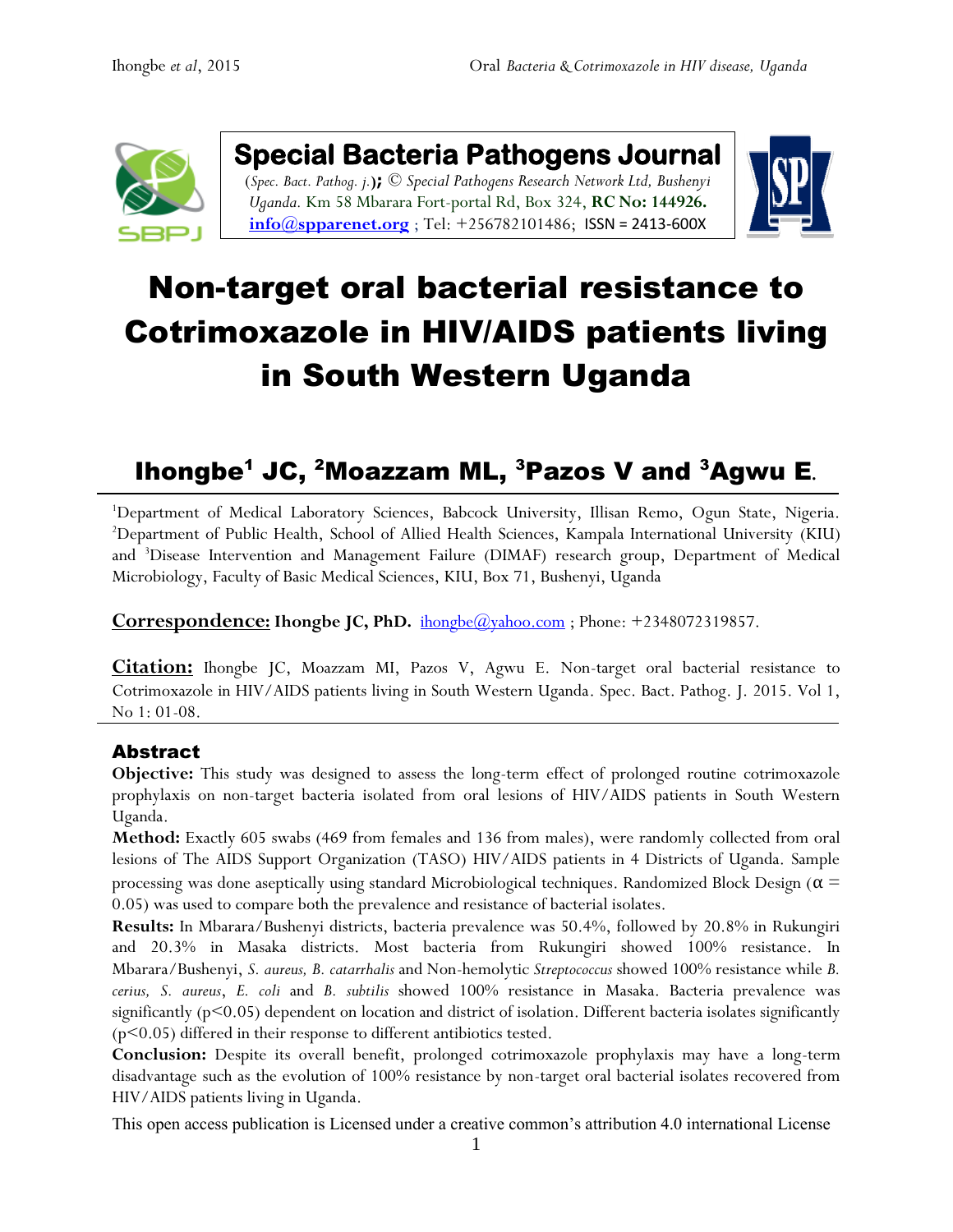**Special Bacteria Pathogens Journal**

(*Spec. Bact. Pathog. j.*)**;** © *Special Pathogens Research Network Ltd, Bushenyi Uganda.* Km 58 Mbarara Fort-portal Rd, Box 324, **RC No: 144926.** **info@spparenet.org** ; Tel: +256782101486; ISSN = 2413-600X

# Non-target oral bacterial resistance to Cotrimoxazole in HIV/AIDS patients living in South Western Uganda

## Ihongbe[1] JC, [2]Moazzam ML, [3]Pazos V and [3]Agwu E.

[1]Department of Medical Laboratory Sciences, Babcock University, Illisan Remo, Ogun State, Nigeria. [2]Department of Public Health, School of Allied Health Sciences, Kampala International University (KIU) and [3]Disease Intervention and Management Failure (DIMAF) research group, Department of Medical Microbiology, Faculty of Basic Medical Sciences, KIU, Box 71, Bushenyi, Uganda

**Correspondence:** **Ihongbe JC, PhD.** ihongbe@yahoo.com ; Phone: +2348072319857.

**Citation:** Ihongbe JC, Moazzam MI, Pazos V, Agwu E. Non-target oral bacterial resistance to Cotrimoxazole in HIV/AIDS patients living in South Western Uganda. Spec. Bact. Pathog. J. 2015. Vol 1, No 1: 01-08.

## Abstract

**Objective:** This study was designed to assess the long-term effect of prolonged routine cotrimoxazole prophylaxis on non-target bacteria isolated from oral lesions of HIV/AIDS patients in South Western Uganda.

**Method:** Exactly 605 swabs (469 from females and 136 from males), were randomly collected from oral lesions of The AIDS Support Organization (TASO) HIV/AIDS patients in 4 Districts of Uganda. Sample processing was done aseptically using standard Microbiological techniques. Randomized Block Design ($\alpha = 0.05$) was used to compare both the prevalence and resistance of bacterial isolates.

**Results:** In Mbarara/Bushenyi districts, bacteria prevalence was 50.4%, followed by 20.8% in Rukungiri and 20.3% in Masaka districts. Most bacteria from Rukungiri showed 100% resistance. In Mbarara/Bushenyi, *S. aureus, B. catarrhalis* and Non-hemolytic *Streptococcus* showed 100% resistance while *B. cerius, S. aureus*, *E. coli* and *B. subtilis* showed 100% resistance in Masaka. Bacteria prevalence was significantly ($p<0.05$) dependent on location and district of isolation. Different bacteria isolates significantly ($p<0.05$) differed in their response to different antibiotics tested.

**Conclusion:** Despite its overall benefit, prolonged cotrimoxazole prophylaxis may have a long-term disadvantage such as the evolution of 100% resistance by non-target oral bacterial isolates recovered from HIV/AIDS patients living in Uganda.

This open access publication is Licensed under a creative common's attribution 4.0 international License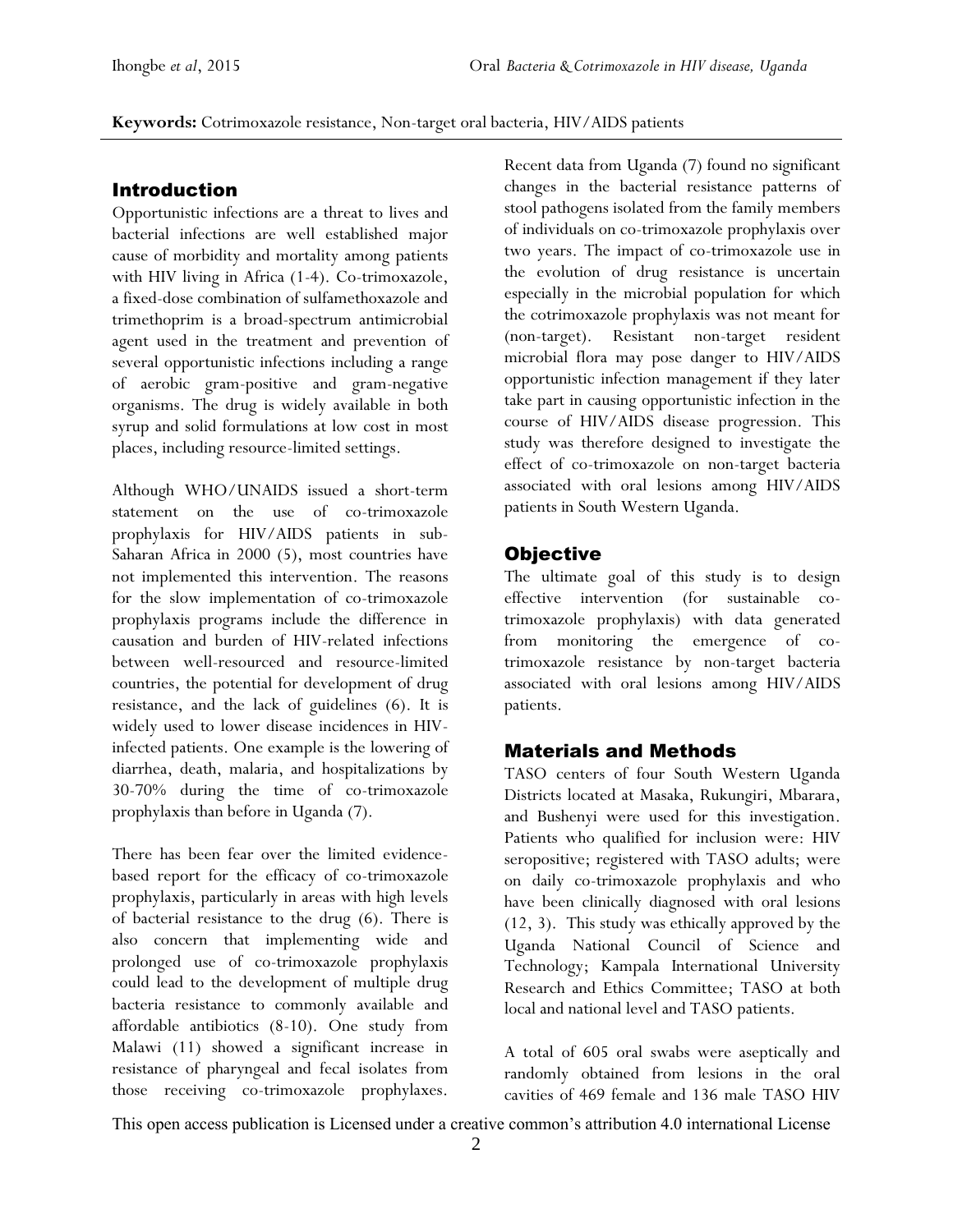**Keywords:** Cotrimoxazole resistance, Non-target oral bacteria, HIV/AIDS patients

## Introduction

Opportunistic infections are a threat to lives and bacterial infections are well established major cause of morbidity and mortality among patients with HIV living in Africa (1-4). Co-trimoxazole, a fixed-dose combination of sulfamethoxazole and trimethoprim is a broad-spectrum antimicrobial agent used in the treatment and prevention of several opportunistic infections including a range of aerobic gram-positive and gram-negative organisms. The drug is widely available in both syrup and solid formulations at low cost in most places, including resource-limited settings.

Although WHO/UNAIDS issued a short-term statement on the use of co-trimoxazole prophylaxis for HIV/AIDS patients in sub-Saharan Africa in 2000 (5), most countries have not implemented this intervention. The reasons for the slow implementation of co-trimoxazole prophylaxis programs include the difference in causation and burden of HIV-related infections between well-resourced and resource-limited countries, the potential for development of drug resistance, and the lack of guidelines (6). It is widely used to lower disease incidences in HIV-infected patients. One example is the lowering of diarrhea, death, malaria, and hospitalizations by 30-70% during the time of co-trimoxazole prophylaxis than before in Uganda (7).

There has been fear over the limited evidence-based report for the efficacy of co-trimoxazole prophylaxis, particularly in areas with high levels of bacterial resistance to the drug (6). There is also concern that implementing wide and prolonged use of co-trimoxazole prophylaxis could lead to the development of multiple drug bacteria resistance to commonly available and affordable antibiotics (8-10). One study from Malawi (11) showed a significant increase in resistance of pharyngeal and fecal isolates from those receiving co-trimoxazole prophylaxes. Recent data from Uganda (7) found no significant changes in the bacterial resistance patterns of stool pathogens isolated from the family members of individuals on co-trimoxazole prophylaxis over two years. The impact of co-trimoxazole use in the evolution of drug resistance is uncertain especially in the microbial population for which the cotrimoxazole prophylaxis was not meant for (non-target). Resistant non-target resident microbial flora may pose danger to HIV/AIDS opportunistic infection management if they later take part in causing opportunistic infection in the course of HIV/AIDS disease progression. This study was therefore designed to investigate the effect of co-trimoxazole on non-target bacteria associated with oral lesions among HIV/AIDS patients in South Western Uganda.

## Objective

The ultimate goal of this study is to design effective intervention (for sustainable co-trimoxazole prophylaxis) with data generated from monitoring the emergence of co-trimoxazole resistance by non-target bacteria associated with oral lesions among HIV/AIDS patients.

## Materials and Methods

TASO centers of four South Western Uganda Districts located at Masaka, Rukungiri, Mbarara, and Bushenyi were used for this investigation. Patients who qualified for inclusion were: HIV seropositive; registered with TASO adults; were on daily co-trimoxazole prophylaxis and who have been clinically diagnosed with oral lesions (12, 3). This study was ethically approved by the Uganda National Council of Science and Technology; Kampala International University Research and Ethics Committee; TASO at both local and national level and TASO patients.

A total of 605 oral swabs were aseptically and randomly obtained from lesions in the oral cavities of 469 female and 136 male TASO HIV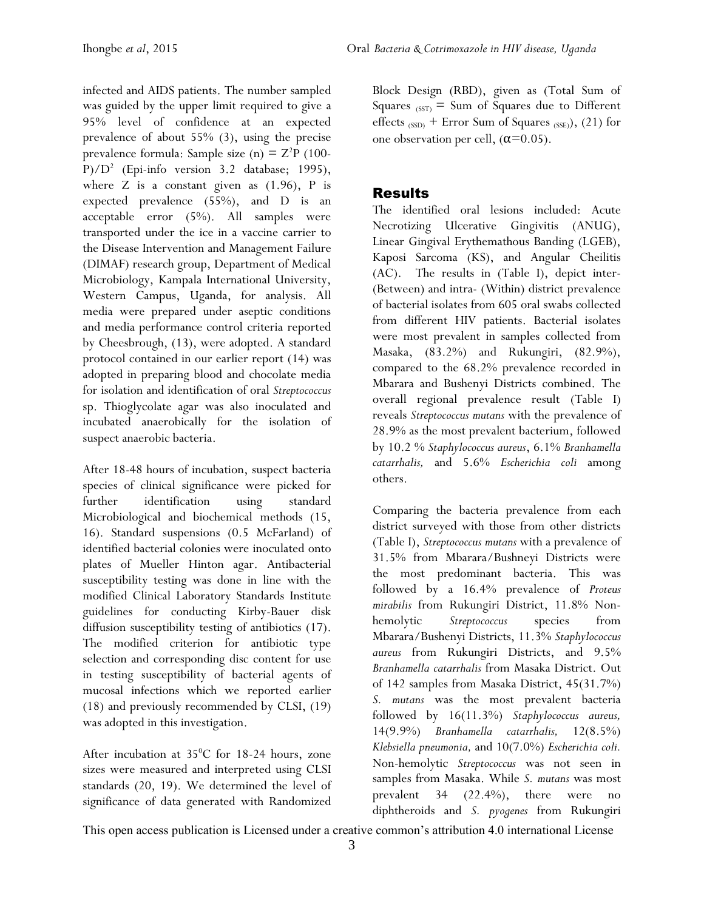infected and AIDS patients. The number sampled was guided by the upper limit required to give a 95% level of confidence at an expected prevalence of about 55% (3), using the precise prevalence formula: Sample size (n) = $Z^2P$ (100-P)/$D^2$ (Epi-info version 3.2 database; 1995), where Z is a constant given as (1.96), P is expected prevalence (55%), and D is an acceptable error (5%). All samples were transported under the ice in a vaccine carrier to the Disease Intervention and Management Failure (DIMAF) research group, Department of Medical Microbiology, Kampala International University, Western Campus, Uganda, for analysis. All media were prepared under aseptic conditions and media performance control criteria reported by Cheesbrough, (13), were adopted. A standard protocol contained in our earlier report (14) was adopted in preparing blood and chocolate media for isolation and identification of oral *Streptococcus* sp. Thioglycolate agar was also inoculated and incubated anaerobically for the isolation of suspect anaerobic bacteria.

After 18-48 hours of incubation, suspect bacteria species of clinical significance were picked for further identification using standard Microbiological and biochemical methods (15, 16). Standard suspensions (0.5 McFarland) of identified bacterial colonies were inoculated onto plates of Mueller Hinton agar. Antibacterial susceptibility testing was done in line with the modified Clinical Laboratory Standards Institute guidelines for conducting Kirby-Bauer disk diffusion susceptibility testing of antibiotics (17). The modified criterion for antibiotic type selection and corresponding disc content for use in testing susceptibility of bacterial agents of mucosal infections which we reported earlier (18) and previously recommended by CLSI, (19) was adopted in this investigation.

After incubation at $35^0$C for 18-24 hours, zone sizes were measured and interpreted using CLSI standards (20, 19). We determined the level of significance of data generated with Randomized Block Design (RBD), given as (Total Sum of Squares $_{(SST)}$ = Sum of Squares due to Different effects $_{(SSD)}$ + Error Sum of Squares $_{(SSE)}$), (21) for one observation per cell, ($\alpha$=0.05).

## Results

The identified oral lesions included: Acute Necrotizing Ulcerative Gingivitis (ANUG), Linear Gingival Erythemathous Banding (LGEB), Kaposi Sarcoma (KS), and Angular Cheilitis (AC). The results in (Table I), depict inter- (Between) and intra- (Within) district prevalence of bacterial isolates from 605 oral swabs collected from different HIV patients. Bacterial isolates were most prevalent in samples collected from Masaka, (83.2%) and Rukungiri, (82.9%), compared to the 68.2% prevalence recorded in Mbarara and Bushenyi Districts combined. The overall regional prevalence result (Table I) reveals *Streptococcus mutans* with the prevalence of 28.9% as the most prevalent bacterium, followed by 10.2 % *Staphylococcus aureus*, 6.1% *Branhamella catarrhalis,* and 5.6% *Escherichia coli* among others.

Comparing the bacteria prevalence from each district surveyed with those from other districts (Table I), *Streptococcus mutans* with a prevalence of 31.5% from Mbarara/Bushneyi Districts were the most predominant bacteria. This was followed by a 16.4% prevalence of *Proteus mirabilis* from Rukungiri District, 11.8% Non-hemolytic *Streptococcus* species from Mbarara/Bushenyi Districts, 11.3% *Staphylococcus aureus* from Rukungiri Districts, and 9.5% *Branhamella catarrhalis* from Masaka District. Out of 142 samples from Masaka District, 45(31.7%) *S. mutans* was the most prevalent bacteria followed by 16(11.3%) *Staphylococcus aureus,* 14(9.9%) *Branhamella catarrhalis,* 12(8.5%) *Klebsiella pneumonia,* and 10(7.0%) *Escherichia coli.* Non-hemolytic *Streptococcus* was not seen in samples from Masaka. While *S. mutans* was most prevalent 34 (22.4%), there were no diphtheroids and *S. pyogenes* from Rukungiri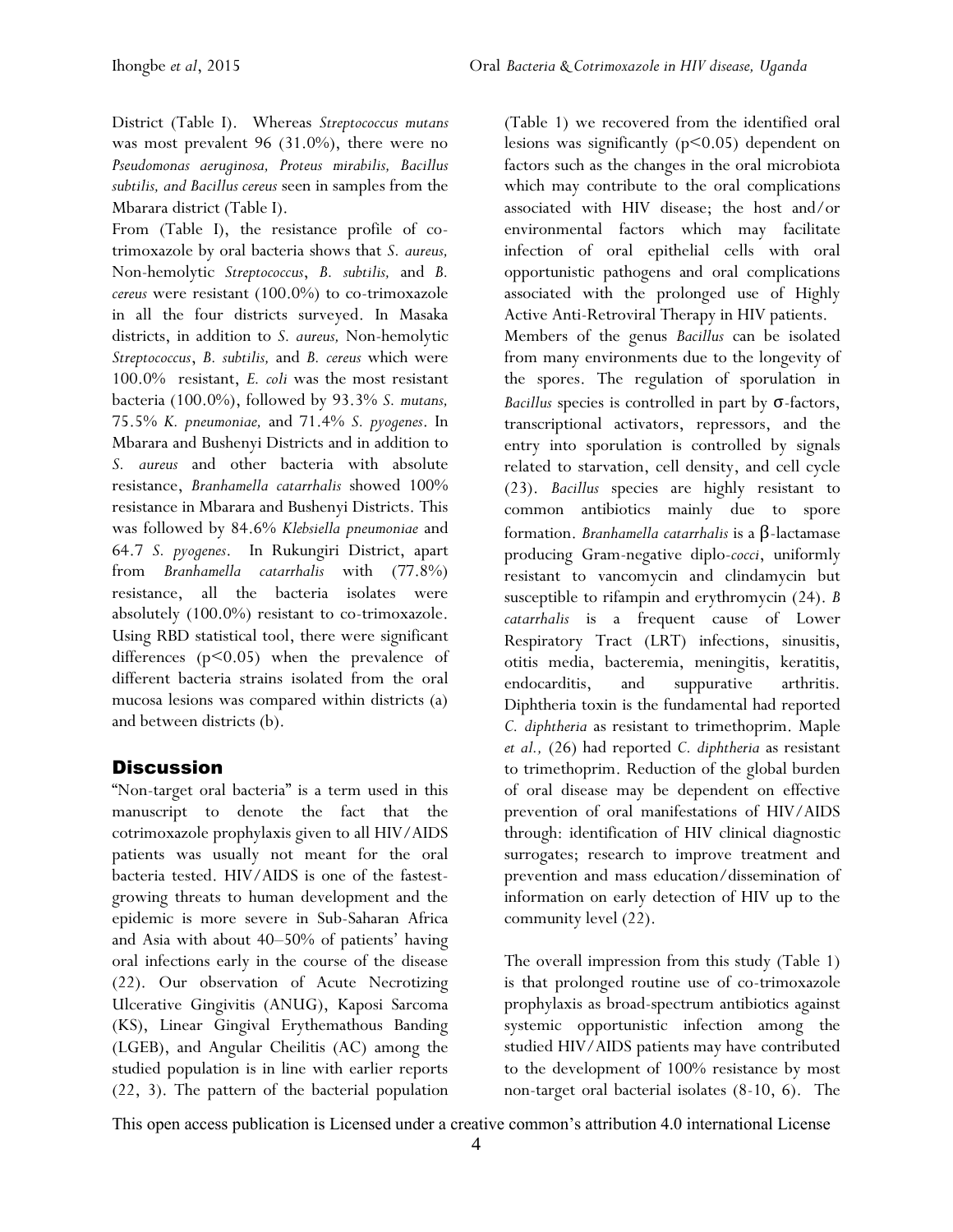District (Table I). Whereas *Streptococcus mutans* was most prevalent 96 (31.0%), there were no *Pseudomonas aeruginosa, Proteus mirabilis, Bacillus subtilis, and Bacillus cereus* seen in samples from the Mbarara district (Table I).

From (Table I), the resistance profile of co-trimoxazole by oral bacteria shows that *S. aureus,* Non-hemolytic *Streptococcus*, *B. subtilis,* and *B. cereus* were resistant (100.0%) to co-trimoxazole in all the four districts surveyed. In Masaka districts, in addition to *S. aureus,* Non-hemolytic *Streptococcus*, *B. subtilis,* and *B. cereus* which were 100.0% resistant, *E. coli* was the most resistant bacteria (100.0%), followed by 93.3% *S. mutans,* 75.5% *K. pneumoniae,* and 71.4% *S. pyogenes*. In Mbarara and Bushenyi Districts and in addition to *S. aureus* and other bacteria with absolute resistance, *Branhamella catarrhalis* showed 100% resistance in Mbarara and Bushenyi Districts. This was followed by 84.6% *Klebsiella pneumoniae* and 64.7 *S. pyogenes*. In Rukungiri District, apart from *Branhamella catarrhalis* with (77.8%) resistance, all the bacteria isolates were absolutely (100.0%) resistant to co-trimoxazole. Using RBD statistical tool, there were significant differences ($p<0.05$) when the prevalence of different bacteria strains isolated from the oral mucosa lesions was compared within districts (a) and between districts (b).

## Discussion

"Non-target oral bacteria" is a term used in this manuscript to denote the fact that the cotrimoxazole prophylaxis given to all HIV/AIDS patients was usually not meant for the oral bacteria tested. HIV/AIDS is one of the fastest-growing threats to human development and the epidemic is more severe in Sub-Saharan Africa and Asia with about 40–50% of patients' having oral infections early in the course of the disease (22). Our observation of Acute Necrotizing Ulcerative Gingivitis (ANUG), Kaposi Sarcoma (KS), Linear Gingival Erythemathous Banding (LGEB), and Angular Cheilitis (AC) among the studied population is in line with earlier reports (22, 3). The pattern of the bacterial population (Table 1) we recovered from the identified oral lesions was significantly ($p<0.05$) dependent on factors such as the changes in the oral microbiota which may contribute to the oral complications associated with HIV disease; the host and/or environmental factors which may facilitate infection of oral epithelial cells with oral opportunistic pathogens and oral complications associated with the prolonged use of Highly Active Anti-Retroviral Therapy in HIV patients.

Members of the genus *Bacillus* can be isolated from many environments due to the longevity of the spores. The regulation of sporulation in *Bacillus* species is controlled in part by σ-factors, transcriptional activators, repressors, and the entry into sporulation is controlled by signals related to starvation, cell density, and cell cycle (23). *Bacillus* species are highly resistant to common antibiotics mainly due to spore formation. *Branhamella catarrhalis* is a β-lactamase producing Gram-negative diplo-*cocci*, uniformly resistant to vancomycin and clindamycin but susceptible to rifampin and erythromycin (24). *B catarrhalis* is a frequent cause of Lower Respiratory Tract (LRT) infections, sinusitis, otitis media, bacteremia, meningitis, keratitis, endocarditis, and suppurative arthritis. Diphtheria toxin is the fundamental had reported *C. diphtheria* as resistant to trimethoprim. Maple *et al.,* (26) had reported *C. diphtheria* as resistant to trimethoprim. Reduction of the global burden of oral disease may be dependent on effective prevention of oral manifestations of HIV/AIDS through: identification of HIV clinical diagnostic surrogates; research to improve treatment and prevention and mass education/dissemination of information on early detection of HIV up to the community level (22).

The overall impression from this study (Table 1) is that prolonged routine use of co-trimoxazole prophylaxis as broad-spectrum antibiotics against systemic opportunistic infection among the studied HIV/AIDS patients may have contributed to the development of 100% resistance by most non-target oral bacterial isolates (8-10, 6). The

This open access publication is Licensed under a creative common's attribution 4.0 international License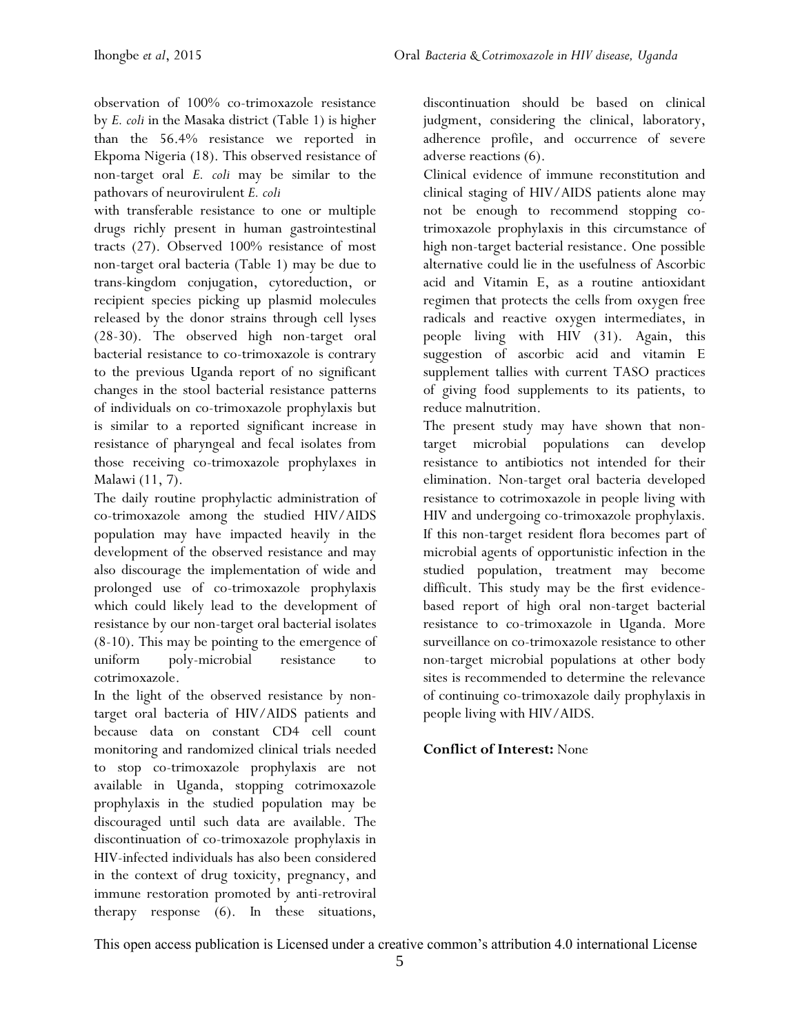observation of 100% co-trimoxazole resistance by *E. coli* in the Masaka district (Table 1) is higher than the 56.4% resistance we reported in Ekpoma Nigeria (18). This observed resistance of non-target oral *E. coli* may be similar to the pathovars of neurovirulent *E. coli* with transferable resistance to one or multiple drugs richly present in human gastrointestinal tracts (27). Observed 100% resistance of most non-target oral bacteria (Table 1) may be due to trans-kingdom conjugation, cytoreduction, or recipient species picking up plasmid molecules released by the donor strains through cell lyses (28-30). The observed high non-target oral bacterial resistance to co-trimoxazole is contrary to the previous Uganda report of no significant changes in the stool bacterial resistance patterns of individuals on co-trimoxazole prophylaxis but is similar to a reported significant increase in resistance of pharyngeal and fecal isolates from those receiving co-trimoxazole prophylaxes in Malawi (11, 7).

The daily routine prophylactic administration of co-trimoxazole among the studied HIV/AIDS population may have impacted heavily in the development of the observed resistance and may also discourage the implementation of wide and prolonged use of co-trimoxazole prophylaxis which could likely lead to the development of resistance by our non-target oral bacterial isolates (8-10). This may be pointing to the emergence of uniform poly-microbial resistance to cotrimoxazole.

In the light of the observed resistance by non-target oral bacteria of HIV/AIDS patients and because data on constant CD4 cell count monitoring and randomized clinical trials needed to stop co-trimoxazole prophylaxis are not available in Uganda, stopping cotrimoxazole prophylaxis in the studied population may be discouraged until such data are available. The discontinuation of co-trimoxazole prophylaxis in HIV-infected individuals has also been considered in the context of drug toxicity, pregnancy, and immune restoration promoted by anti-retroviral therapy response (6). In these situations, discontinuation should be based on clinical judgment, considering the clinical, laboratory, adherence profile, and occurrence of severe adverse reactions (6).

Clinical evidence of immune reconstitution and clinical staging of HIV/AIDS patients alone may not be enough to recommend stopping co-trimoxazole prophylaxis in this circumstance of high non-target bacterial resistance. One possible alternative could lie in the usefulness of Ascorbic acid and Vitamin E, as a routine antioxidant regimen that protects the cells from oxygen free radicals and reactive oxygen intermediates, in people living with HIV (31). Again, this suggestion of ascorbic acid and vitamin E supplement tallies with current TASO practices of giving food supplements to its patients, to reduce malnutrition.

The present study may have shown that non-target microbial populations can develop resistance to antibiotics not intended for their elimination. Non-target oral bacteria developed resistance to cotrimoxazole in people living with HIV and undergoing co-trimoxazole prophylaxis. If this non-target resident flora becomes part of microbial agents of opportunistic infection in the studied population, treatment may become difficult. This study may be the first evidence-based report of high oral non-target bacterial resistance to co-trimoxazole in Uganda. More surveillance on co-trimoxazole resistance to other non-target microbial populations at other body sites is recommended to determine the relevance of continuing co-trimoxazole daily prophylaxis in people living with HIV/AIDS.

**Conflict of Interest:** None

This open access publication is Licensed under a creative common's attribution 4.0 international License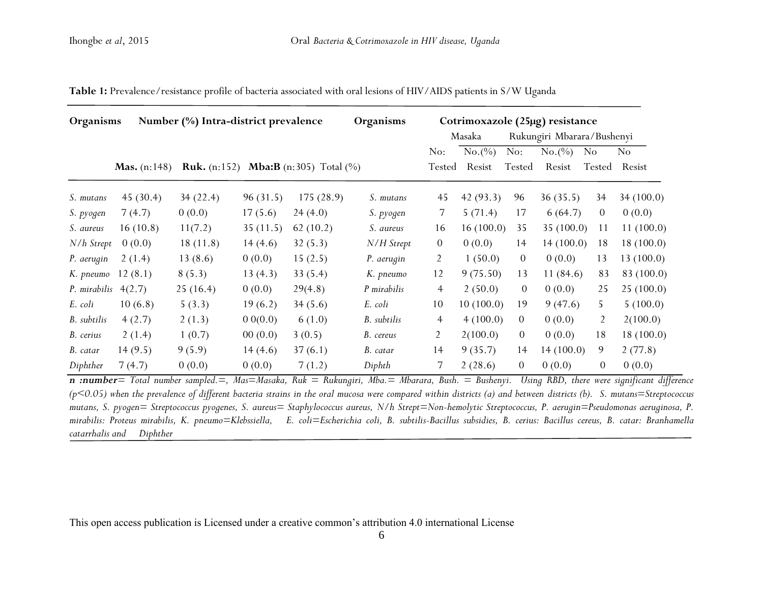**Table 1:** Prevalence/resistance profile of bacteria associated with oral lesions of HIV/AIDS patients in S/W Uganda

| Organisms | Number (%) Intra-district prevalence | | | | Organisms | Cotrimoxazole (25µg) resistance | | | | | |
|---|---|---|---|---|---|---|---|---|---|---|---|
| | | | | | | Masaka | | Rukungiri | | Mbarara/Bushenyi | |
| | **Mas.** (n:148) | **Ruk.** (n:152) | **Mba:B** (n:305) | Total (%) | | No: Tested | No.(%) Resist | No: Tested | No.(%) Resist | No Tested | No Resist |
| *S. mutans* | 45 (30.4) | 34 (22.4) | 96 (31.5) | 175 (28.9) | *S. mutans* | 45 | 42 (93.3) | 96 | 36 (35.5) | 34 | 34 (100.0) |
| *S. pyogen* | 7 (4.7) | 0 (0.0) | 17 (5.6) | 24 (4.0) | *S. pyogen* | 7 | 5 (71.4) | 17 | 6 (64.7) | 0 | 0 (0.0) |
| *S. aureus* | 16 (10.8) | 11(7.2) | 35 (11.5) | 62 (10.2) | *S. aureus* | 16 | 16 (100.0) | 35 | 35 (100.0) | 11 | 11 (100.0) |
| *N/h Strept* | 0 (0.0) | 18 (11.8) | 14 (4.6) | 32 (5.3) | *N/H Strept* | 0 | 0 (0.0) | 14 | 14 (100.0) | 18 | 18 (100.0) |
| *P. aerugin* | 2 (1.4) | 13 (8.6) | 0 (0.0) | 15 (2.5) | *P. aerugin* | 2 | 1 (50.0) | 0 | 0 (0.0) | 13 | 13 (100.0) |
| *K. pneumo* | 12 (8.1) | 8 (5.3) | 13 (4.3) | 33 (5.4) | *K. pneumo* | 12 | 9 (75.50) | 13 | 11 (84.6) | 83 | 83 (100.0) |
| *P. mirabilis* | 4(2.7) | 25 (16.4) | 0 (0.0) | 29(4.8) | *P mirabilis* | 4 | 2 (50.0) | 0 | 0 (0.0) | 25 | 25 (100.0) |
| *E. coli* | 10 (6.8) | 5 (3.3) | 19 (6.2) | 34 (5.6) | *E. coli* | 10 | 10 (100.0) | 19 | 9 (47.6) | 5 | 5 (100.0) |
| *B. subtilis* | 4 (2.7) | 2 (1.3) | 0 0(0.0) | 6 (1.0) | *B. subtilis* | 4 | 4 (100.0) | 0 | 0 (0.0) | 2 | 2(100.0) |
| *B. cerius* | 2 (1.4) | 1 (0.7) | 00 (0.0) | 3 (0.5) | *B. cereus* | 2 | 2(100.0) | 0 | 0 (0.0) | 18 | 18 (100.0) |
| *B. catar* | 14 (9.5) | 9 (5.9) | 14 (4.6) | 37 (6.1) | *B. catar* | 14 | 9 (35.7) | 14 | 14 (100.0) | 9 | 2 (77.8) |
| *Diphther* | 7 (4.7) | 0 (0.0) | 0 (0.0) | 7 (1.2) | *Diphth* | 7 | 2 (28.6) | 0 | 0 (0.0) | 0 | 0 (0.0) |

***n :number****= Total number sampled.=, Mas=Masaka, Ruk = Rukungiri, Mba.= Mbarara, Bush. = Bushenyi. Using RBD, there were significant difference (p<0.05) when the prevalence of different bacteria strains in the oral mucosa were compared within districts (a) and between districts (b). S. mutans=Streptococcus mutans, S. pyogen= Streptococcus pyogenes, S. aureus= Staphylococcus aureus, N/h Strept=Non-hemolytic Streptococcus, P. aerugin=Pseudomonas aeruginosa, P. mirabilis: Proteus mirabilis, K. pneumo=Klebssiella, E. coli=Escherichia coli, B. subtilis-Bacillus subsidies, B. cerius: Bacillus cereus, B. catar: Branhamella catarrhalis and Diphther*

This open access publication is Licensed under a creative common's attribution 4.0 international License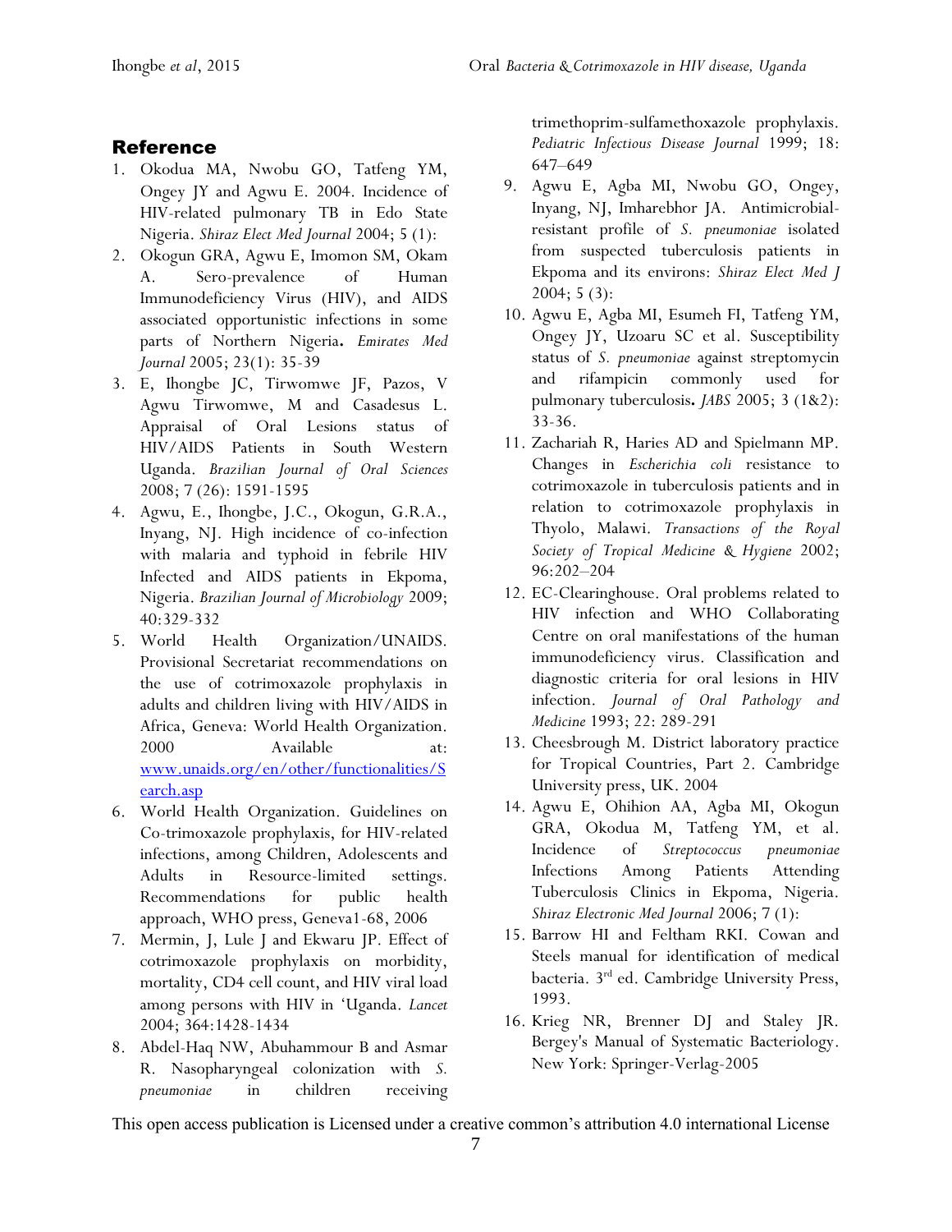## Reference

1. Okodua MA, Nwobu GO, Tatfeng YM, Ongey JY and Agwu E. 2004. Incidence of HIV-related pulmonary TB in Edo State Nigeria. *Shiraz Elect Med Journal* 2004; 5 (1):
2. Okogun GRA, Agwu E, Imomon SM, Okam A. Sero-prevalence of Human Immunodeficiency Virus (HIV), and AIDS associated opportunistic infections in some parts of Northern Nigeria**.** *Emirates Med Journal* 2005; 23(1): 35-39
3. E, Ihongbe JC, Tirwomwe JF, Pazos, V Agwu Tirwomwe, M and Casadesus L. Appraisal of Oral Lesions status of HIV/AIDS Patients in South Western Uganda. *Brazilian Journal of Oral Sciences* 2008; 7 (26): 1591-1595
4. Agwu, E., Ihongbe, J.C., Okogun, G.R.A., Inyang, NJ. High incidence of co-infection with malaria and typhoid in febrile HIV Infected and AIDS patients in Ekpoma, Nigeria. *Brazilian Journal of Microbiology* 2009; 40:329-332
5. World Health Organization/UNAIDS. Provisional Secretariat recommendations on the use of cotrimoxazole prophylaxis in adults and children living with HIV/AIDS in Africa, Geneva: World Health Organization. 2000 Available at: [www.unaids.org/en/other/functionalities/Search.asp](www.unaids.org/en/other/functionalities/Search.asp)
6. World Health Organization. Guidelines on Co-trimoxazole prophylaxis, for HIV-related infections, among Children, Adolescents and Adults in Resource-limited settings. Recommendations for public health approach, WHO press, Geneva1-68, 2006
7. Mermin, J, Lule J and Ekwaru JP. Effect of cotrimoxazole prophylaxis on morbidity, mortality, CD4 cell count, and HIV viral load among persons with HIV in 'Uganda. *Lancet* 2004; 364:1428-1434
8. Abdel-Haq NW, Abuhammour B and Asmar R. Nasopharyngeal colonization with *S. pneumoniae* in children receiving trimethoprim-sulfamethoxazole prophylaxis. *Pediatric Infectious Disease Journal* 1999; 18: 647–649
9. Agwu E, Agba MI, Nwobu GO, Ongey, Inyang, NJ, Imharebhor JA. Antimicrobial-resistant profile of *S. pneumoniae* isolated from suspected tuberculosis patients in Ekpoma and its environs: *Shiraz Elect Med J* 2004; 5 (3):
10. Agwu E, Agba MI, Esumeh FI, Tatfeng YM, Ongey JY, Uzoaru SC et al. Susceptibility status of *S. pneumoniae* against streptomycin and rifampicin commonly used for pulmonary tuberculosis**.** *JABS* 2005; 3 (1&2): 33-36.
11. Zachariah R, Haries AD and Spielmann MP. Changes in *Escherichia coli* resistance to cotrimoxazole in tuberculosis patients and in relation to cotrimoxazole prophylaxis in Thyolo, Malawi. *Transactions of the Royal Society of Tropical Medicine & Hygiene* 2002; 96:202–204
12. EC-Clearinghouse. Oral problems related to HIV infection and WHO Collaborating Centre on oral manifestations of the human immunodeficiency virus. Classification and diagnostic criteria for oral lesions in HIV infection. *Journal of Oral Pathology and Medicine* 1993; 22: 289-291
13. Cheesbrough M. District laboratory practice for Tropical Countries, Part 2. Cambridge University press, UK. 2004
14. Agwu E, Ohihion AA, Agba MI, Okogun GRA, Okodua M, Tatfeng YM, et al. Incidence of *Streptococcus pneumoniae* Infections Among Patients Attending Tuberculosis Clinics in Ekpoma, Nigeria. *Shiraz Electronic Med Journal* 2006; 7 (1):
15. Barrow HI and Feltham RKI. Cowan and Steels manual for identification of medical bacteria. 3rd ed. Cambridge University Press, 1993.
16. Krieg NR, Brenner DJ and Staley JR. Bergey's Manual of Systematic Bacteriology. New York: Springer-Verlag-2005

This open access publication is Licensed under a creative common's attribution 4.0 international License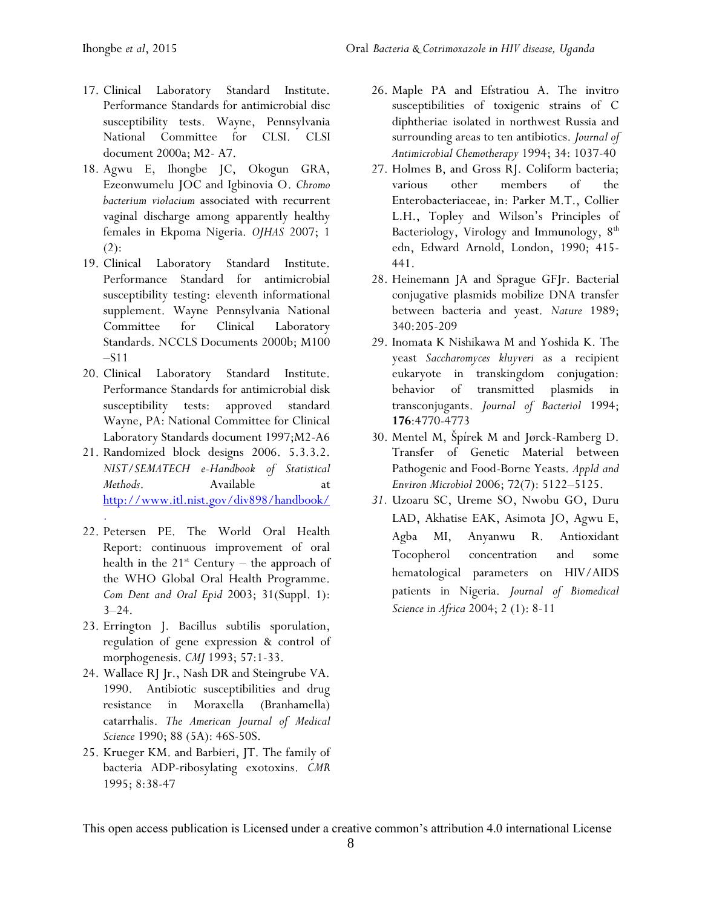17. Clinical Laboratory Standard Institute. Performance Standards for antimicrobial disc susceptibility tests. Wayne, Pennsylvania National Committee for CLSI. CLSI document 2000a; M2- A7.
18. Agwu E, Ihongbe JC, Okogun GRA, Ezeonwumelu JOC and Igbinovia O. *Chromo bacterium violacium* associated with recurrent vaginal discharge among apparently healthy females in Ekpoma Nigeria. *OJHAS* 2007; 1 (2):
19. Clinical Laboratory Standard Institute. Performance Standard for antimicrobial susceptibility testing: eleventh informational supplement. Wayne Pennsylvania National Committee for Clinical Laboratory Standards. NCCLS Documents 2000b; M100 –S11
20. Clinical Laboratory Standard Institute. Performance Standards for antimicrobial disk susceptibility tests: approved standard Wayne, PA: National Committee for Clinical Laboratory Standards document 1997;M2-A6
21. Randomized block designs 2006. 5.3.3.2. *NIST/SEMATECH e-Handbook of Statistical Methods*. Available at http://www.itl.nist.gov/div898/handbook/.
22. Petersen PE. The World Oral Health Report: continuous improvement of oral health in the 21st Century – the approach of the WHO Global Oral Health Programme. *Com Dent and Oral Epid* 2003; 31(Suppl. 1): 3–24.
23. Errington J. Bacillus subtilis sporulation, regulation of gene expression & control of morphogenesis. *CMJ* 1993; 57:1-33.
24. Wallace RJ Jr., Nash DR and Steingrube VA. 1990. Antibiotic susceptibilities and drug resistance in Moraxella (Branhamella) catarrhalis. *The American Journal of Medical Science* 1990; 88 (5A): 46S-50S.
25. Krueger KM. and Barbieri, JT. The family of bacteria ADP-ribosylating exotoxins. *CMR* 1995; 8:38-47
26. Maple PA and Efstratiou A. The invitro susceptibilities of toxigenic strains of C diphtheriae isolated in northwest Russia and surrounding areas to ten antibiotics. *Journal of Antimicrobial Chemotherapy* 1994; 34: 1037-40
27. Holmes B, and Gross RJ. Coliform bacteria; various other members of the Enterobacteriaceae, in: Parker M.T., Collier L.H., Topley and Wilson's Principles of Bacteriology, Virology and Immunology, 8th edn, Edward Arnold, London, 1990; 415-441.
28. Heinemann JA and Sprague GFJr. Bacterial conjugative plasmids mobilize DNA transfer between bacteria and yeast. *Nature* 1989; 340:205-209
29. Inomata K Nishikawa M and Yoshida K. The yeast *Saccharomyces kluyveri* as a recipient eukaryote in transkingdom conjugation: behavior of transmitted plasmids in transconjugants. *Journal of Bacteriol* 1994; **176**:4770-4773
30. Mentel M, Špírek M and Jørck-Ramberg D. Transfer of Genetic Material between Pathogenic and Food-Borne Yeasts. *Appld and Environ Microbiol* 2006; 72(7): 5122–5125.
31. Uzoaru SC, Ureme SO, Nwobu GO, Duru LAD, Akhatise EAK, Asimota JO, Agwu E, Agba MI, Anyanwu R. Antioxidant Tocopherol concentration and some hematological parameters on HIV/AIDS patients in Nigeria. *Journal of Biomedical Science in Africa* 2004; 2 (1): 8-11

This open access publication is Licensed under a creative common's attribution 4.0 international License